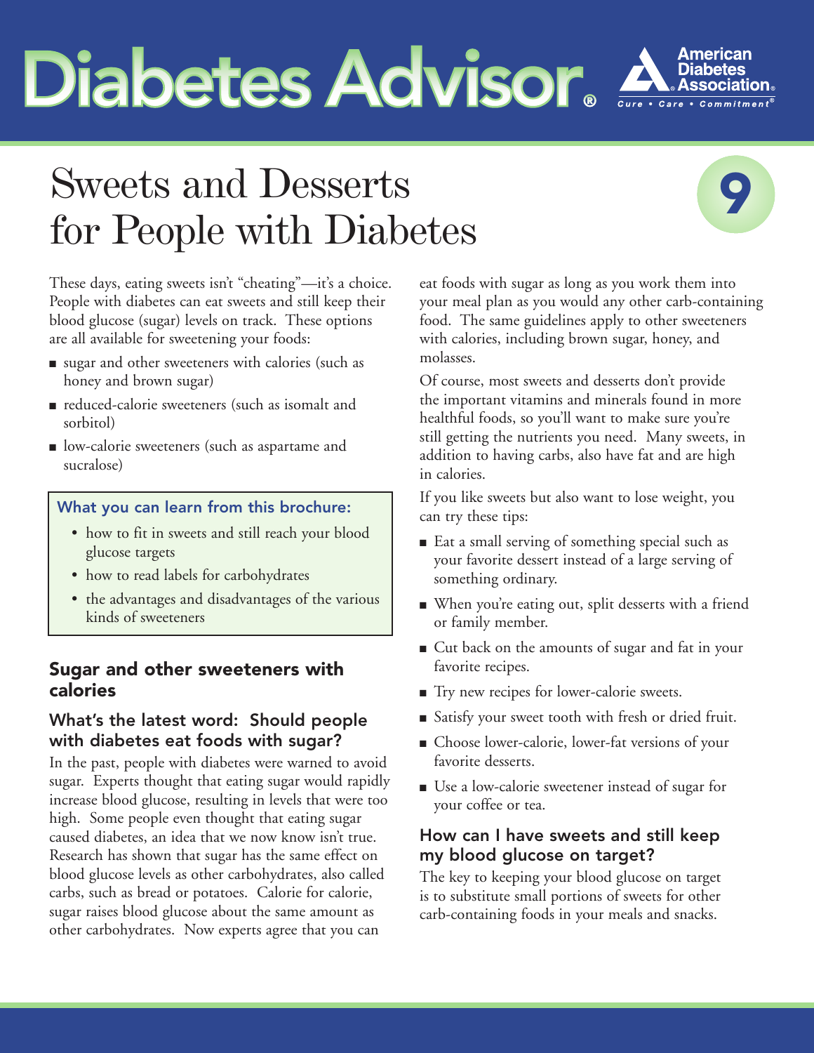# Diabetes Advisor®

American Diabetes Association®
Cure • Care • Commitment®

# Sweets and Desserts for People with Diabetes

9

These days, eating sweets isn't "cheating"—it's a choice. People with diabetes can eat sweets and still keep their blood glucose (sugar) levels on track. These options are all available for sweetening your foods:

- sugar and other sweeteners with calories (such as honey and brown sugar)
- reduced-calorie sweeteners (such as isomalt and sorbitol)
- low-calorie sweeteners (such as aspartame and sucralose)

**What you can learn from this brochure:**

- how to fit in sweets and still reach your blood glucose targets
- how to read labels for carbohydrates
- the advantages and disadvantages of the various kinds of sweeteners

## Sugar and other sweeteners with calories

### What's the latest word: Should people with diabetes eat foods with sugar?

In the past, people with diabetes were warned to avoid sugar. Experts thought that eating sugar would rapidly increase blood glucose, resulting in levels that were too high. Some people even thought that eating sugar caused diabetes, an idea that we now know isn't true. Research has shown that sugar has the same effect on blood glucose levels as other carbohydrates, also called carbs, such as bread or potatoes. Calorie for calorie, sugar raises blood glucose about the same amount as other carbohydrates. Now experts agree that you can eat foods with sugar as long as you work them into your meal plan as you would any other carb-containing food. The same guidelines apply to other sweeteners with calories, including brown sugar, honey, and molasses.

Of course, most sweets and desserts don't provide the important vitamins and minerals found in more healthful foods, so you'll want to make sure you're still getting the nutrients you need. Many sweets, in addition to having carbs, also have fat and are high in calories.

If you like sweets but also want to lose weight, you can try these tips:

- Eat a small serving of something special such as your favorite dessert instead of a large serving of something ordinary.
- When you're eating out, split desserts with a friend or family member.
- Cut back on the amounts of sugar and fat in your favorite recipes.
- Try new recipes for lower-calorie sweets.
- Satisfy your sweet tooth with fresh or dried fruit.
- Choose lower-calorie, lower-fat versions of your favorite desserts.
- Use a low-calorie sweetener instead of sugar for your coffee or tea.

### How can I have sweets and still keep my blood glucose on target?

The key to keeping your blood glucose on target is to substitute small portions of sweets for other carb-containing foods in your meals and snacks.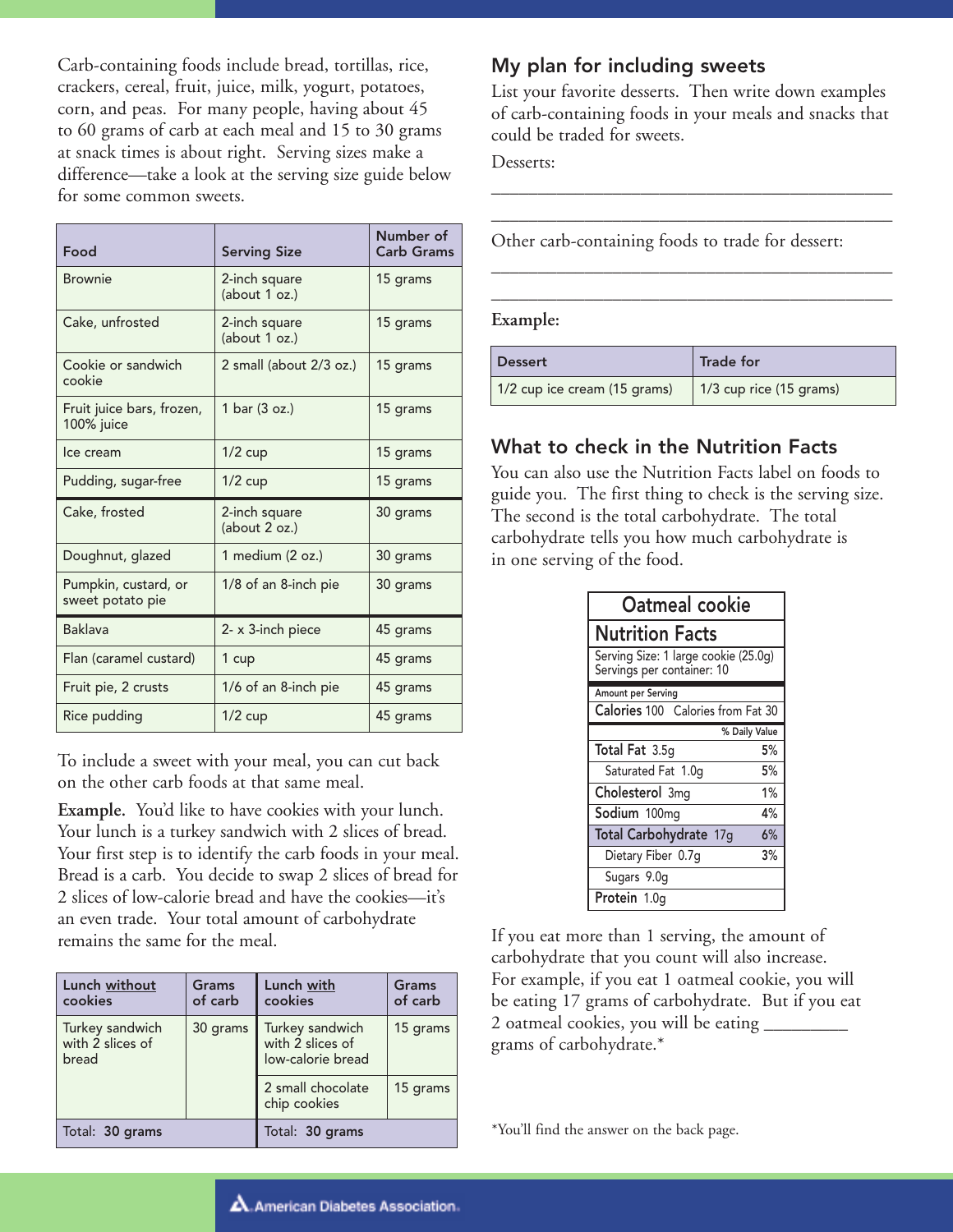Carb-containing foods include bread, tortillas, rice, crackers, cereal, fruit, juice, milk, yogurt, potatoes, corn, and peas. For many people, having about 45 to 60 grams of carb at each meal and 15 to 30 grams at snack times is about right. Serving sizes make a difference—take a look at the serving size guide below for some common sweets.

| Food | Serving Size | Number of Carb Grams |
|---|---|---|
| Brownie | 2-inch square (about 1 oz.) | 15 grams |
| Cake, unfrosted | 2-inch square (about 1 oz.) | 15 grams |
| Cookie or sandwich cookie | 2 small (about 2/3 oz.) | 15 grams |
| Fruit juice bars, frozen, 100% juice | 1 bar (3 oz.) | 15 grams |
| Ice cream | 1/2 cup | 15 grams |
| Pudding, sugar-free | 1/2 cup | 15 grams |
| Cake, frosted | 2-inch square (about 2 oz.) | 30 grams |
| Doughnut, glazed | 1 medium (2 oz.) | 30 grams |
| Pumpkin, custard, or sweet potato pie | 1/8 of an 8-inch pie | 30 grams |
| Baklava | 2- x 3-inch piece | 45 grams |
| Flan (caramel custard) | 1 cup | 45 grams |
| Fruit pie, 2 crusts | 1/6 of an 8-inch pie | 45 grams |
| Rice pudding | 1/2 cup | 45 grams |

To include a sweet with your meal, you can cut back on the other carb foods at that same meal.

**Example.** You'd like to have cookies with your lunch. Your lunch is a turkey sandwich with 2 slices of bread. Your first step is to identify the carb foods in your meal. Bread is a carb. You decide to swap 2 slices of bread for 2 slices of low-calorie bread and have the cookies—it's an even trade. Your total amount of carbohydrate remains the same for the meal.

| Lunch without cookies | Grams of carb | Lunch with cookies | Grams of carb |
|---|---|---|---|
| Turkey sandwich with 2 slices of bread | 30 grams | Turkey sandwich with 2 slices of low-calorie bread | 15 grams |
| | | 2 small chocolate chip cookies | 15 grams |
| Total: **30 grams** | | Total: **30 grams** | |

## My plan for including sweets

List your favorite desserts. Then write down examples of carb-containing foods in your meals and snacks that could be traded for sweets.

Desserts:

\_\_\_\_\_\_\_\_\_\_\_\_\_\_\_\_\_\_\_\_\_\_\_\_\_\_\_\_\_\_\_\_\_\_\_\_\_\_\_\_\_\_\_\_

\_\_\_\_\_\_\_\_\_\_\_\_\_\_\_\_\_\_\_\_\_\_\_\_\_\_\_\_\_\_\_\_\_\_\_\_\_\_\_\_\_\_\_\_

Other carb-containing foods to trade for dessert:

\_\_\_\_\_\_\_\_\_\_\_\_\_\_\_\_\_\_\_\_\_\_\_\_\_\_\_\_\_\_\_\_\_\_\_\_\_\_\_\_\_\_\_\_

\_\_\_\_\_\_\_\_\_\_\_\_\_\_\_\_\_\_\_\_\_\_\_\_\_\_\_\_\_\_\_\_\_\_\_\_\_\_\_\_\_\_\_\_

**Example:**

| Dessert | Trade for |
|---|---|
| 1/2 cup ice cream (15 grams) | 1/3 cup rice (15 grams) |

## What to check in the Nutrition Facts

You can also use the Nutrition Facts label on foods to guide you. The first thing to check is the serving size. The second is the total carbohydrate. The total carbohydrate tells you how much carbohydrate is in one serving of the food.

**Oatmeal cookie**

**Nutrition Facts**

Serving Size: 1 large cookie (25.0g)
Servings per container: 10

| Amount per Serving | % Daily Value |
|---|---|
| **Calories** 100 Calories from Fat 30 | |
| **Total Fat** 3.5g | 5% |
| Saturated Fat 1.0g | 5% |
| **Cholesterol** 3mg | 1% |
| **Sodium** 100mg | 4% |
| **Total Carbohydrate** 17g | 6% |
| Dietary Fiber 0.7g | 3% |
| Sugars 9.0g | |
| **Protein** 1.0g | |

If you eat more than 1 serving, the amount of carbohydrate that you count will also increase. For example, if you eat 1 oatmeal cookie, you will be eating 17 grams of carbohydrate. But if you eat 2 oatmeal cookies, you will be eating \_\_\_\_\_\_\_\_\_ grams of carbohydrate.*

*You'll find the answer on the back page.

American Diabetes Association.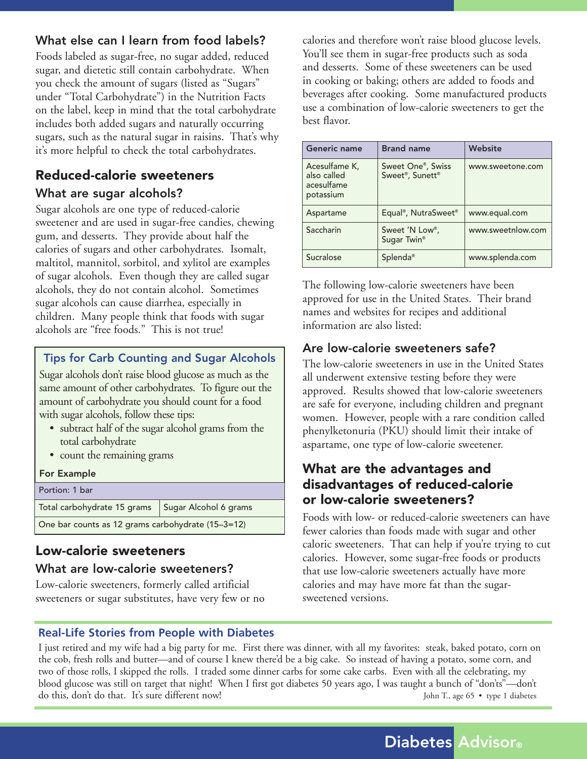## What else can I learn from food labels?

Foods labeled as sugar-free, no sugar added, reduced sugar, and dietetic still contain carbohydrate. When you check the amount of sugars (listed as "Sugars" under "Total Carbohydrate") in the Nutrition Facts on the label, keep in mind that the total carbohydrate includes both added sugars and naturally occurring sugars, such as the natural sugar in raisins. That's why it's more helpful to check the total carbohydrates.

# Reduced-calorie sweeteners

## What are sugar alcohols?

Sugar alcohols are one type of reduced-calorie sweetener and are used in sugar-free candies, chewing gum, and desserts. They provide about half the calories of sugars and other carbohydrates. Isomalt, maltitol, mannitol, sorbitol, and xylitol are examples of sugar alcohols. Even though they are called sugar alcohols, they do not contain alcohol. Sometimes sugar alcohols can cause diarrhea, especially in children. Many people think that foods with sugar alcohols are "free foods." This is not true!

### Tips for Carb Counting and Sugar Alcohols

Sugar alcohols don't raise blood glucose as much as the same amount of other carbohydrates. To figure out the amount of carbohydrate you should count for a food with sugar alcohols, follow these tips:

- subtract half of the sugar alcohol grams from the total carbohydrate
- count the remaining grams

**For Example**

| Portion: 1 bar | |
|---|---|
| Total carbohydrate 15 grams | Sugar Alcohol 6 grams |
| One bar counts as 12 grams carbohydrate (15–3=12) | |

# Low-calorie sweeteners

## What are low-calorie sweeteners?

Low-calorie sweeteners, formerly called artificial sweeteners or sugar substitutes, have very few or no calories and therefore won't raise blood glucose levels. You'll see them in sugar-free products such as soda and desserts. Some of these sweeteners can be used in cooking or baking; others are added to foods and beverages after cooking. Some manufactured products use a combination of low-calorie sweeteners to get the best flavor.

| Generic name | Brand name | Website |
|---|---|---|
| Acesulfame K, also called acesulfame potassium | Sweet One®, Swiss Sweet®, Sunett® | www.sweetone.com |
| Aspartame | Equal®, NutraSweet® | www.equal.com |
| Saccharin | Sweet 'N Low®, Sugar Twin® | www.sweetnlow.com |
| Sucralose | Splenda® | www.splenda.com |

The following low-calorie sweeteners have been approved for use in the United States. Their brand names and websites for recipes and additional information are also listed:

## Are low-calorie sweeteners safe?

The low-calorie sweeteners in use in the United States all underwent extensive testing before they were approved. Results showed that low-calorie sweeteners are safe for everyone, including children and pregnant women. However, people with a rare condition called phenylketonuria (PKU) should limit their intake of aspartame, one type of low-calorie sweetener.

# What are the advantages and disadvantages of reduced-calorie or low-calorie sweeteners?

Foods with low- or reduced-calorie sweeteners can have fewer calories than foods made with sugar and other caloric sweeteners. That can help if you're trying to cut calories. However, some sugar-free foods or products that use low-calorie sweeteners actually have more calories and may have more fat than the sugar-sweetened versions.

### Real-Life Stories from People with Diabetes

I just retired and my wife had a big party for me. First there was dinner, with all my favorites: steak, baked potato, corn on the cob, fresh rolls and butter—and of course I knew there'd be a big cake. So instead of having a potato, some corn, and two of those rolls, I skipped the rolls. I traded some dinner carbs for some cake carbs. Even with all the celebrating, my blood glucose was still on target that night! When I first got diabetes 50 years ago, I was taught a bunch of "don'ts"—don't do this, don't do that. It's sure different now!

John T., age 65 • type 1 diabetes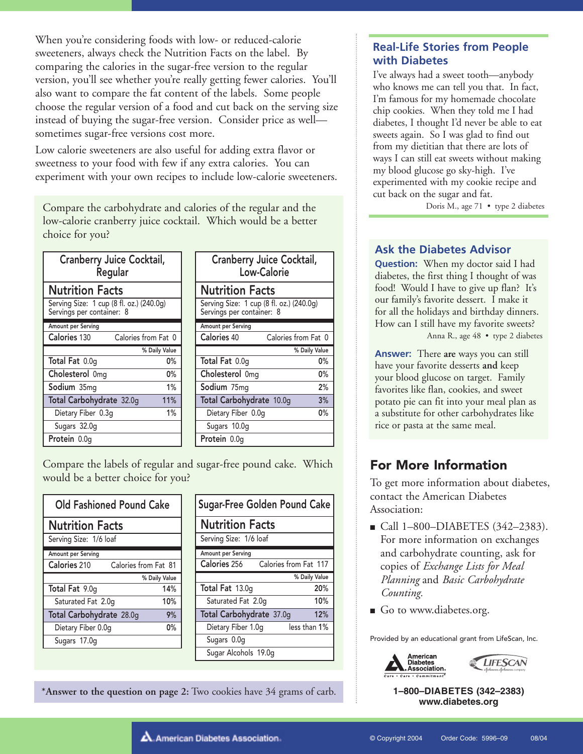When you're considering foods with low- or reduced-calorie sweeteners, always check the Nutrition Facts on the label. By comparing the calories in the sugar-free version to the regular version, you'll see whether you're really getting fewer calories. You'll also want to compare the fat content of the labels. Some people choose the regular version of a food and cut back on the serving size instead of buying the sugar-free version. Consider price as well—sometimes sugar-free versions cost more.

Low calorie sweeteners are also useful for adding extra flavor or sweetness to your food with few if any extra calories. You can experiment with your own recipes to include low-calorie sweeteners.

Compare the carbohydrate and calories of the regular and the low-calorie cranberry juice cocktail. Which would be a better choice for you?

**Cranberry Juice Cocktail, Regular**

| Nutrition Facts | |
|---|---|
| Serving Size: 1 cup (8 fl. oz.) (240.0g) | |
| Servings per container: 8 | |
| Amount per Serving | |
| Calories 130 | Calories from Fat 0 |
| | % Daily Value |
| Total Fat 0.0g | 0% |
| Cholesterol 0mg | 0% |
| Sodium 35mg | 1% |
| Total Carbohydrate 32.0g | 11% |
| Dietary Fiber 0.3g | 1% |
| Sugars 32.0g | |
| Protein 0.0g | |

**Cranberry Juice Cocktail, Low-Calorie**

| Nutrition Facts | |
|---|---|
| Serving Size: 1 cup (8 fl. oz.) (240.0g) | |
| Servings per container: 8 | |
| Amount per Serving | |
| Calories 40 | Calories from Fat 0 |
| | % Daily Value |
| Total Fat 0.0g | 0% |
| Cholesterol 0mg | 0% |
| Sodium 75mg | 2% |
| Total Carbohydrate 10.0g | 3% |
| Dietary Fiber 0.0g | 0% |
| Sugars 10.0g | |
| Protein 0.0g | |

Compare the labels of regular and sugar-free pound cake. Which would be a better choice for you?

**Old Fashioned Pound Cake**

| Nutrition Facts | |
|---|---|
| Serving Size: 1/6 loaf | |
| Amount per Serving | |
| Calories 210 | Calories from Fat 81 |
| | % Daily Value |
| Total Fat 9.0g | 14% |
| Saturated Fat 2.0g | 10% |
| Total Carbohydrate 28.0g | 9% |
| Dietary Fiber 0.0g | 0% |
| Sugars 17.0g | |

**Sugar-Free Golden Pound Cake**

| Nutrition Facts | |
|---|---|
| Serving Size: 1/6 loaf | |
| Amount per Serving | |
| Calories 256 | Calories from Fat 117 |
| | % Daily Value |
| Total Fat 13.0g | 20% |
| Saturated Fat 2.0g | 10% |
| Total Carbohydrate 37.0g | 12% |
| Dietary Fiber 1.0g | less than 1% |
| Sugars 0.0g | |
| Sugar Alcohols 19.0g | |

*__Answer to the question on page 2:__ Two cookies have 34 grams of carb.

## Real-Life Stories from People with Diabetes

I've always had a sweet tooth—anybody who knows me can tell you that. In fact, I'm famous for my homemade chocolate chip cookies. When they told me I had diabetes, I thought I'd never be able to eat sweets again. So I was glad to find out from my dietitian that there are lots of ways I can still eat sweets without making my blood glucose go sky-high. I've experimented with my cookie recipe and cut back on the sugar and fat.

Doris M., age 71 • type 2 diabetes

## Ask the Diabetes Advisor

**Question:** When my doctor said I had diabetes, the first thing I thought of was food! Would I have to give up flan? It's our family's favorite dessert. I make it for all the holidays and birthday dinners. How can I still have my favorite sweets?

Anna R., age 48 • type 2 diabetes

**Answer:** There **are** ways you can still have your favorite desserts **and** keep your blood glucose on target. Family favorites like flan, cookies, and sweet potato pie can fit into your meal plan as a substitute for other carbohydrates like rice or pasta at the same meal.

## For More Information

To get more information about diabetes, contact the American Diabetes Association:

- Call 1–800–DIABETES (342–2383). For more information on exchanges and carbohydrate counting, ask for copies of *Exchange Lists for Meal Planning* and *Basic Carbohydrate Counting*.
- Go to www.diabetes.org.

Provided by an educational grant from LifeScan, Inc.

American Diabetes Association. Cure • Care • Commitment

LIFESCAN a Johnson & Johnson company

**1–800–DIABETES (342–2383)**
**www.diabetes.org**

American Diabetes Association.

© Copyright 2004 Order Code: 5996–09 08/04